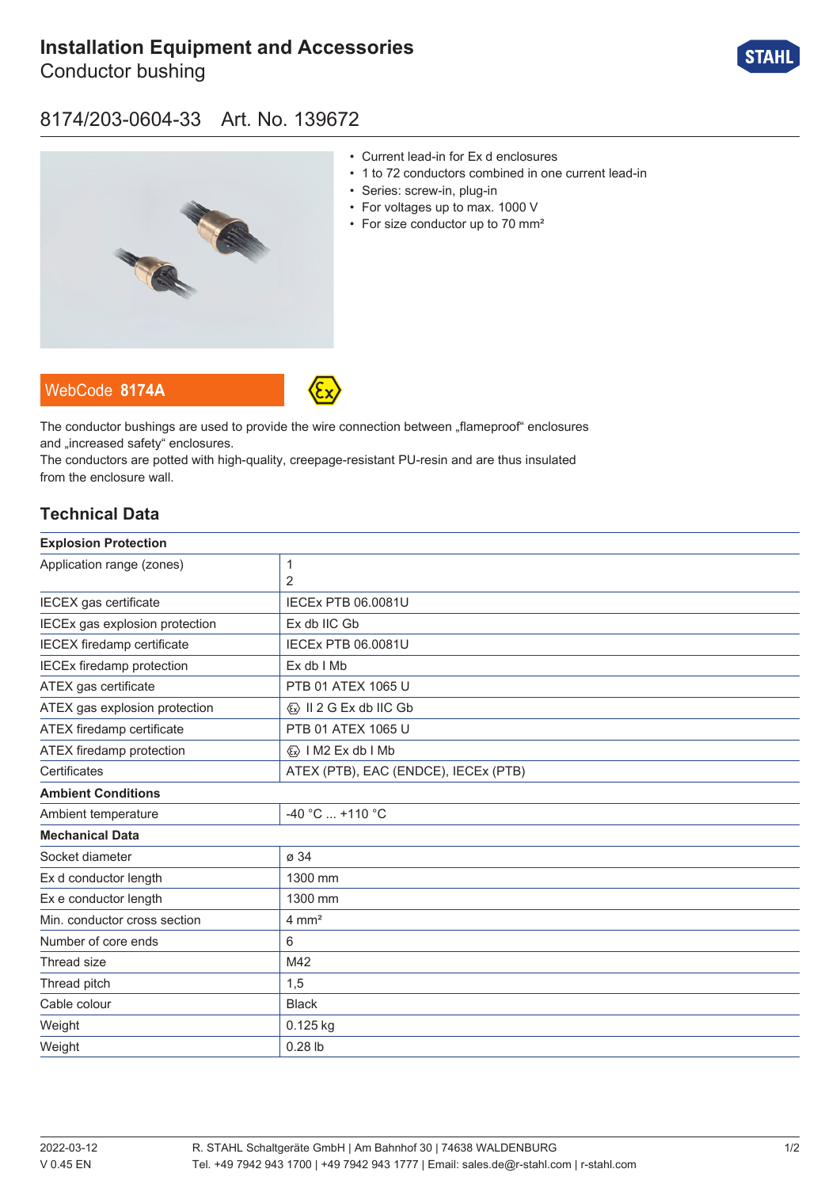# Installation Equipment and Accessories

Conductor bushing

## 8174/203-0604-33 Art. No. 139672

- Current lead-in for Ex d enclosures
- 1 to 72 conductors combined in one current lead-in
- Series: screw-in, plug-in
- For voltages up to max. 1000 V
- For size conductor up to 70 mm²

WebCode **8174A**

The conductor bushings are used to provide the wire connection between „flameproof“ enclosures and „increased safety“ enclosures.
The conductors are potted with high-quality, creepage-resistant PU-resin and are thus insulated from the enclosure wall.

## Technical Data

| **Explosion Protection** | |
|---|---|
| Application range (zones) | 1<br>2 |
| IECEX gas certificate | IECEx PTB 06.0081U |
| IECEx gas explosion protection | Ex db IIC Gb |
| IECEX firedamp certificate | IECEx PTB 06.0081U |
| IECEx firedamp protection | Ex db I Mb |
| ATEX gas certificate | PTB 01 ATEX 1065 U |
| ATEX gas explosion protection | Ⓔx II 2 G Ex db IIC Gb |
| ATEX firedamp certificate | PTB 01 ATEX 1065 U |
| ATEX firedamp protection | Ⓔx I M2 Ex db I Mb |
| Certificates | ATEX (PTB), EAC (ENDCE), IECEx (PTB) |
| **Ambient Conditions** | |
| Ambient temperature | -40 °C ... +110 °C |
| **Mechanical Data** | |
| Socket diameter | ø 34 |
| Ex d conductor length | 1300 mm |
| Ex e conductor length | 1300 mm |
| Min. conductor cross section | 4 mm² |
| Number of core ends | 6 |
| Thread size | M42 |
| Thread pitch | 1,5 |
| Cable colour | Black |
| Weight | 0.125 kg |
| Weight | 0.28 lb |

2022-03-12
V 0.45 EN

R. STAHL Schaltgeräte GmbH | Am Bahnhof 30 | 74638 WALDENBURG
Tel. +49 7942 943 1700 | +49 7942 943 1777 | Email: sales.de@r-stahl.com | r-stahl.com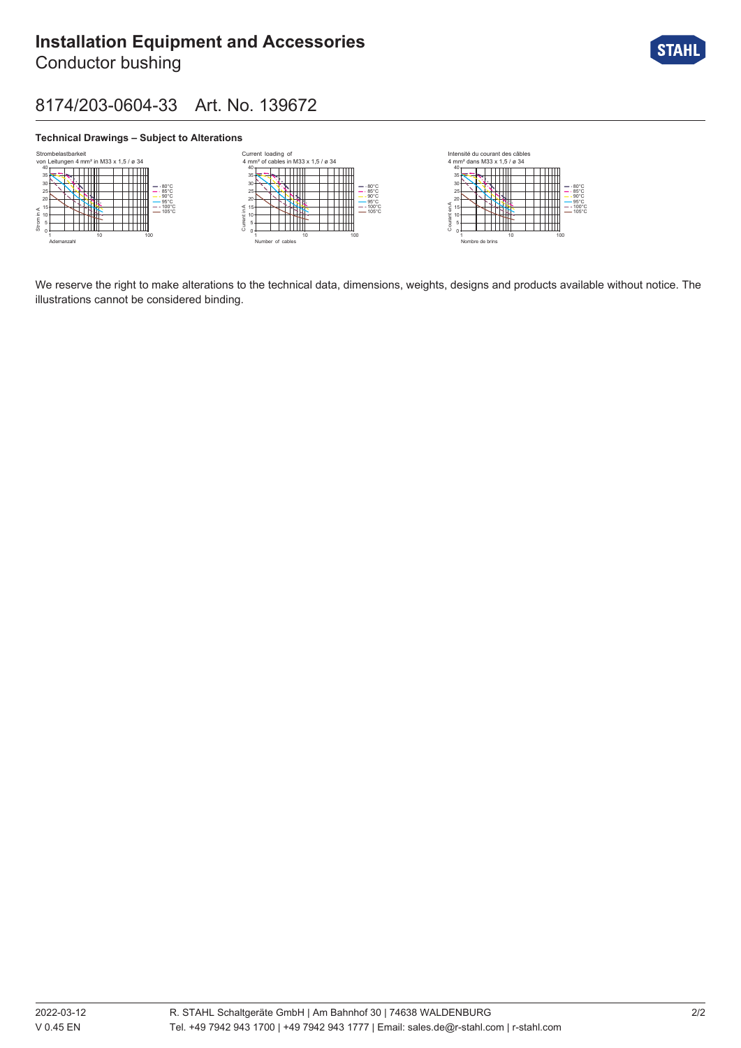# Installation Equipment and Accessories

Conductor bushing

## 8174/203-0604-33 Art. No. 139672

**Technical Drawings – Subject to Alterations**

Strombelastbarkeit
von Leitungen 4 mm² in M33 x 1,5 / ø 34
40
35
30
25
20
15
10
5
0
Strom in A
1
10
100
Adernanzahl
80°C
85°C
90°C
95°C
100°C
105°C

Current loading of
4 mm² of cables in M33 x 1,5 / ø 34
40
35
30
25
20
15
10
5
0
Current in A
1
10
100
Number of cables
80°C
85°C
90°C
95°C
100°C
105°C

Intensité du courant des câbles
4 mm² dans M33 x 1,5 / ø 34
40
35
30
25
20
15
10
5
0
Courant en A
1
10
100
Nombre de brins
80°C
85°C
90°C
95°C
100°C
105°C

We reserve the right to make alterations to the technical data, dimensions, weights, designs and products available without notice. The illustrations cannot be considered binding.

2022-03-12
V 0.45 EN

R. STAHL Schaltgeräte GmbH | Am Bahnhof 30 | 74638 WALDENBURG
Tel. +49 7942 943 1700 | +49 7942 943 1777 | Email: sales.de@r-stahl.com | r-stahl.com